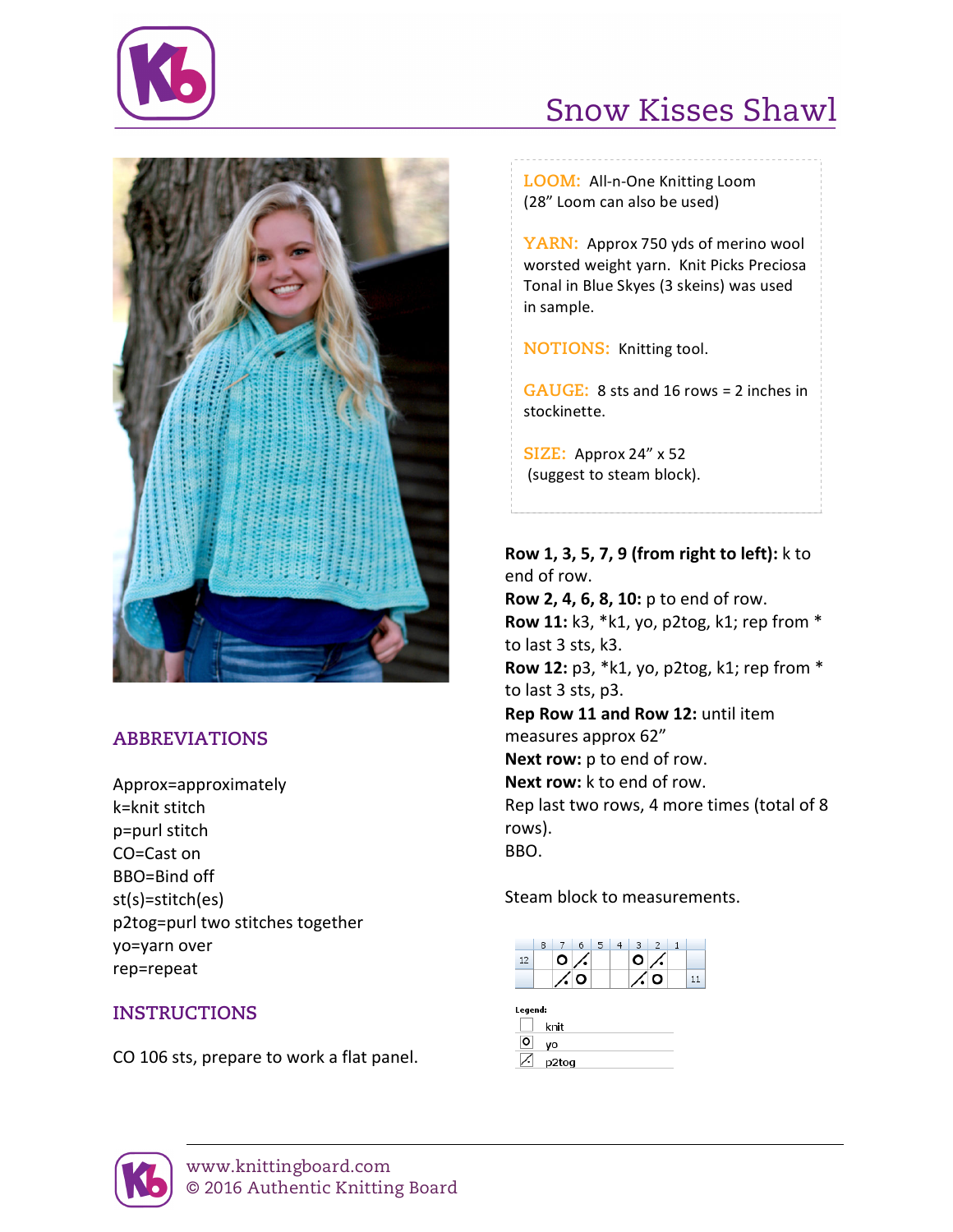# Snow Kisses Shawl

**LOOM:** All-n-One Knitting Loom (28" Loom can also be used)

**YARN:** Approx 750 yds of merino wool worsted weight yarn. Knit Picks Preciosa Tonal in Blue Skyes (3 skeins) was used in sample.

**NOTIONS:** Knitting tool.

**GAUGE:** 8 sts and 16 rows = 2 inches in stockinette.

**SIZE:** Approx 24" x 52 (suggest to steam block).

## ABBREVIATIONS

Approx=approximately
k=knit stitch
p=purl stitch
CO=Cast on
BBO=Bind off
st(s)=stitch(es)
p2tog=purl two stitches together
yo=yarn over
rep=repeat

## INSTRUCTIONS

CO 106 sts, prepare to work a flat panel.

**Row 1, 3, 5, 7, 9 (from right to left):** k to end of row.
**Row 2, 4, 6, 8, 10:** p to end of row.
**Row 11:** k3, *k1, yo, p2tog, k1; rep from * to last 3 sts, k3.
**Row 12:** p3, *k1, yo, p2tog, k1; rep from * to last 3 sts, p3.
**Rep Row 11 and Row 12:** until item measures approx 62"
**Next row:** p to end of row.
**Next row:** k to end of row.
Rep last two rows, 4 more times (total of 8 rows).
BBO.

Steam block to measurements.

|  | 8 | 7 | 6 | 5 | 4 | 3 | 2 | 1 |  |
|---|---|---|---|---|---|---|---|---|---|
| 12 |  | yo | p2tog |  |  | yo | p2tog |  |  |
|  |  | p2tog | yo |  |  | p2tog | yo |  | 11 |

**Legend:**

| Symbol | Meaning |
|---|---|
| (blank) | knit |
| O | yo |
| ⁄. | p2tog |

www.knittingboard.com
© 2016 Authentic Knitting Board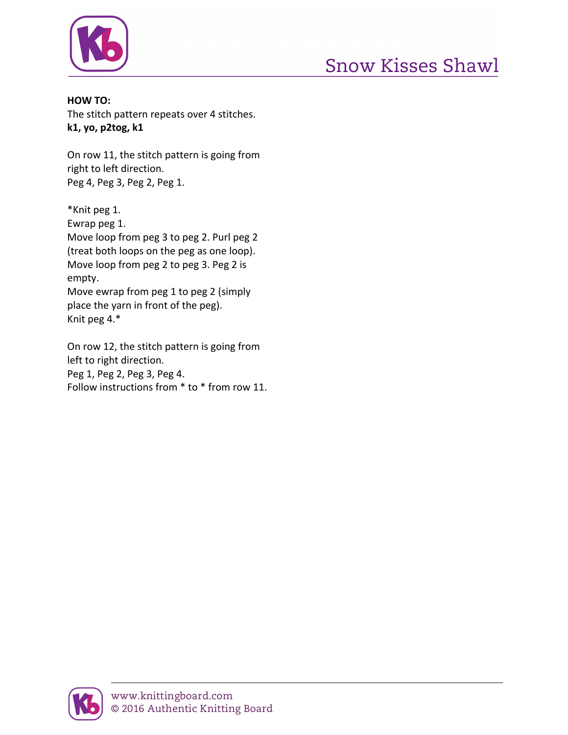**HOW TO:**
The stitch pattern repeats over 4 stitches.
**k1, yo, p2tog, k1**

On row 11, the stitch pattern is going from right to left direction.
Peg 4, Peg 3, Peg 2, Peg 1.

*Knit peg 1.
Ewrap peg 1.
Move loop from peg 3 to peg 2. Purl peg 2 (treat both loops on the peg as one loop).
Move loop from peg 2 to peg 3. Peg 2 is empty.
Move ewrap from peg 1 to peg 2 (simply place the yarn in front of the peg).
Knit peg 4.*

On row 12, the stitch pattern is going from left to right direction.
Peg 1, Peg 2, Peg 3, Peg 4.
Follow instructions from * to * from row 11.